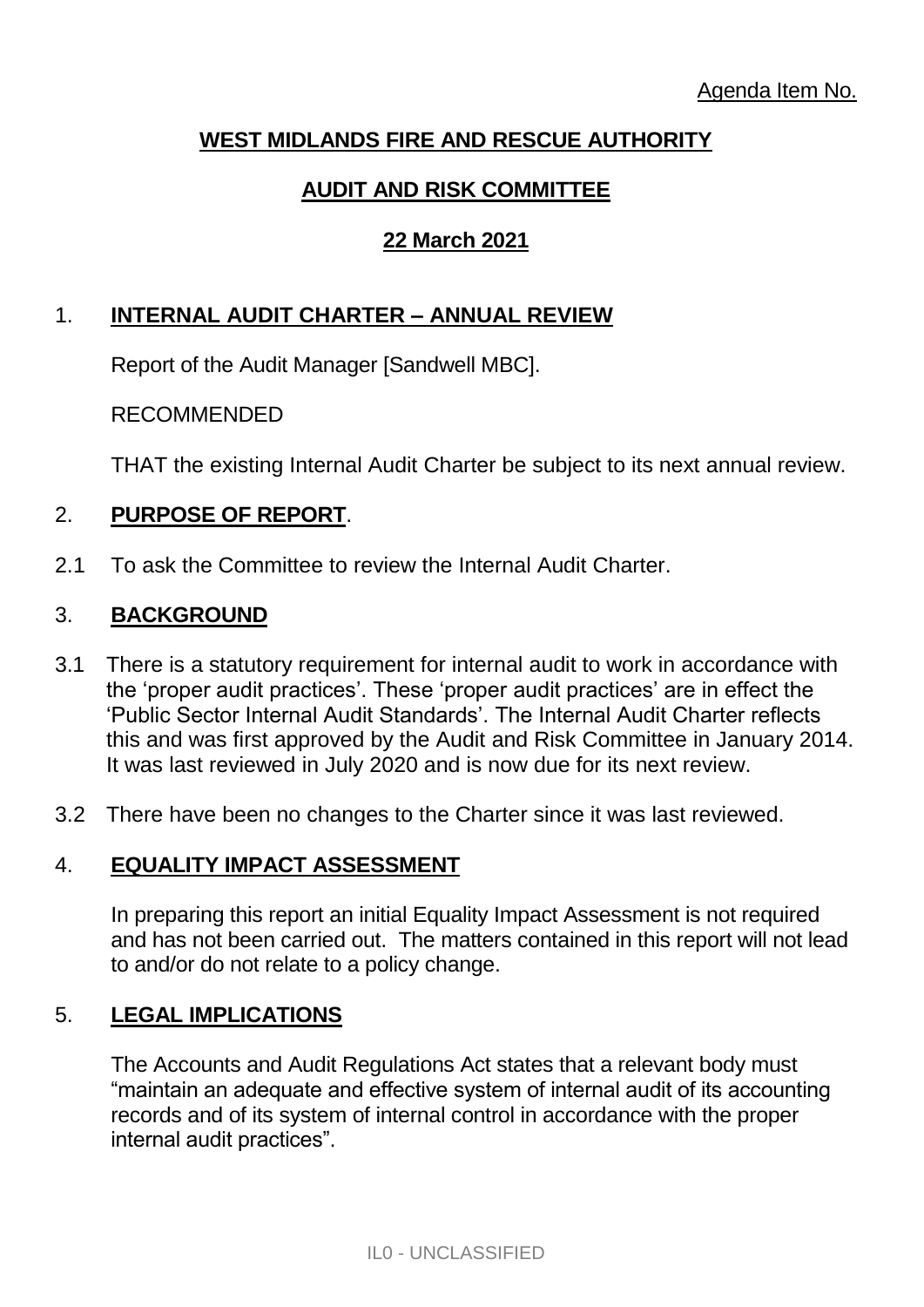Agenda Item No.

**WEST MIDLANDS FIRE AND RESCUE AUTHORITY**

**AUDIT AND RISK COMMITTEE**

**22 March 2021**

## 1. INTERNAL AUDIT CHARTER – ANNUAL REVIEW

Report of the Audit Manager [Sandwell MBC].

RECOMMENDED

THAT the existing Internal Audit Charter be subject to its next annual review.

## 2. PURPOSE OF REPORT.

2.1 To ask the Committee to review the Internal Audit Charter.

## 3. BACKGROUND

3.1 There is a statutory requirement for internal audit to work in accordance with the 'proper audit practices'. These 'proper audit practices' are in effect the 'Public Sector Internal Audit Standards'. The Internal Audit Charter reflects this and was first approved by the Audit and Risk Committee in January 2014. It was last reviewed in July 2020 and is now due for its next review.

3.2 There have been no changes to the Charter since it was last reviewed.

## 4. EQUALITY IMPACT ASSESSMENT

In preparing this report an initial Equality Impact Assessment is not required and has not been carried out. The matters contained in this report will not lead to and/or do not relate to a policy change.

## 5. LEGAL IMPLICATIONS

The Accounts and Audit Regulations Act states that a relevant body must "maintain an adequate and effective system of internal audit of its accounting records and of its system of internal control in accordance with the proper internal audit practices".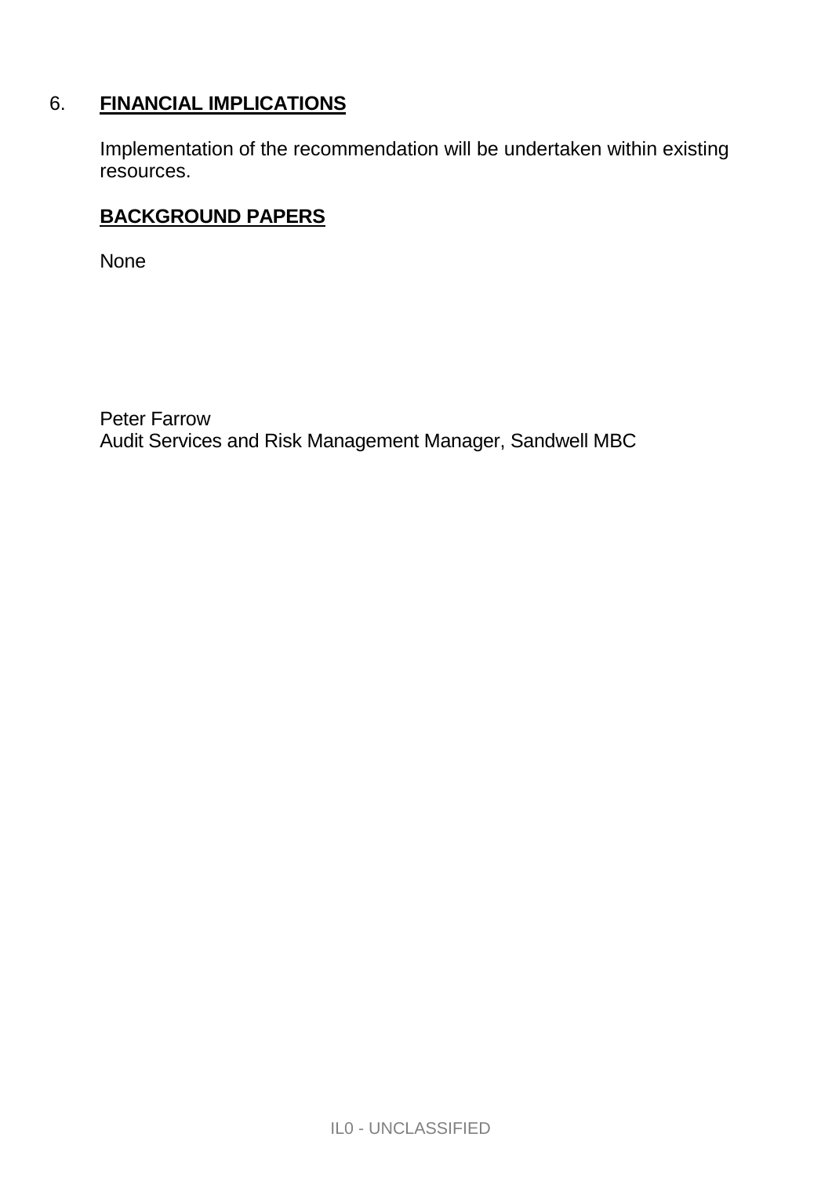## 6. **FINANCIAL IMPLICATIONS**

Implementation of the recommendation will be undertaken within existing resources.

**BACKGROUND PAPERS**

None

Peter Farrow
Audit Services and Risk Management Manager, Sandwell MBC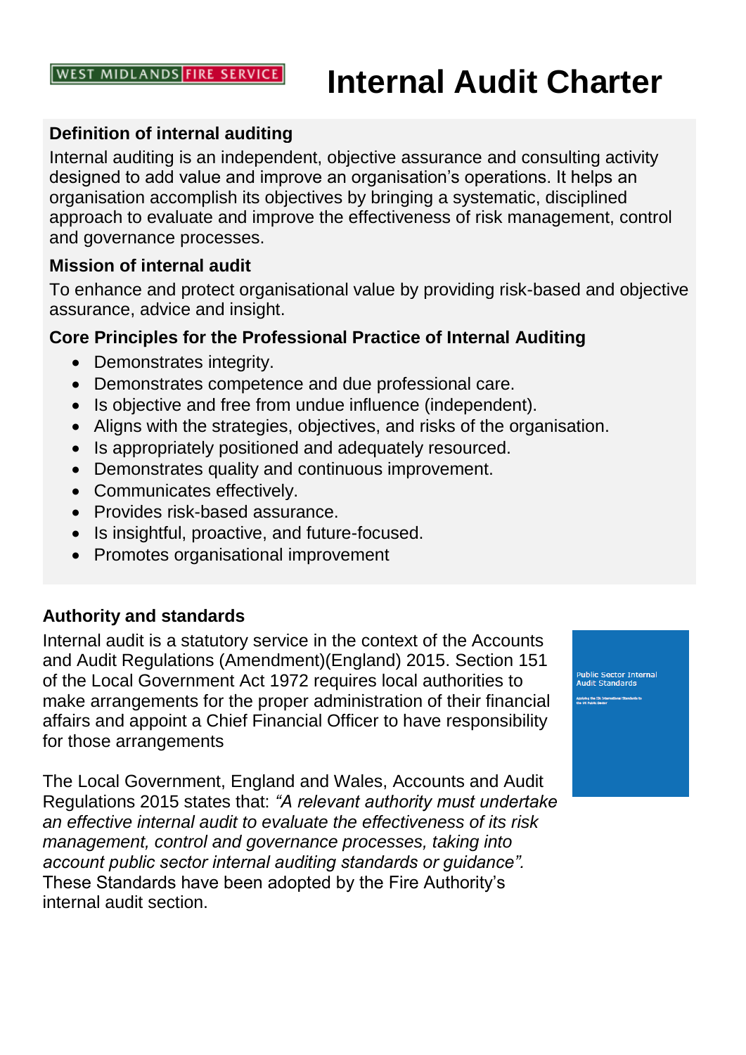# Internal Audit Charter

### Definition of internal auditing

Internal auditing is an independent, objective assurance and consulting activity designed to add value and improve an organisation's operations. It helps an organisation accomplish its objectives by bringing a systematic, disciplined approach to evaluate and improve the effectiveness of risk management, control and governance processes.

### Mission of internal audit

To enhance and protect organisational value by providing risk-based and objective assurance, advice and insight.

### Core Principles for the Professional Practice of Internal Auditing

- Demonstrates integrity.
- Demonstrates competence and due professional care.
- Is objective and free from undue influence (independent).
- Aligns with the strategies, objectives, and risks of the organisation.
- Is appropriately positioned and adequately resourced.
- Demonstrates quality and continuous improvement.
- Communicates effectively.
- Provides risk-based assurance.
- Is insightful, proactive, and future-focused.
- Promotes organisational improvement

### Authority and standards

Internal audit is a statutory service in the context of the Accounts and Audit Regulations (Amendment)(England) 2015. Section 151 of the Local Government Act 1972 requires local authorities to make arrangements for the proper administration of their financial affairs and appoint a Chief Financial Officer to have responsibility for those arrangements

The Local Government, England and Wales, Accounts and Audit Regulations 2015 states that: *"A relevant authority must undertake an effective internal audit to evaluate the effectiveness of its risk management, control and governance processes, taking into account public sector internal auditing standards or guidance".* These Standards have been adopted by the Fire Authority's internal audit section.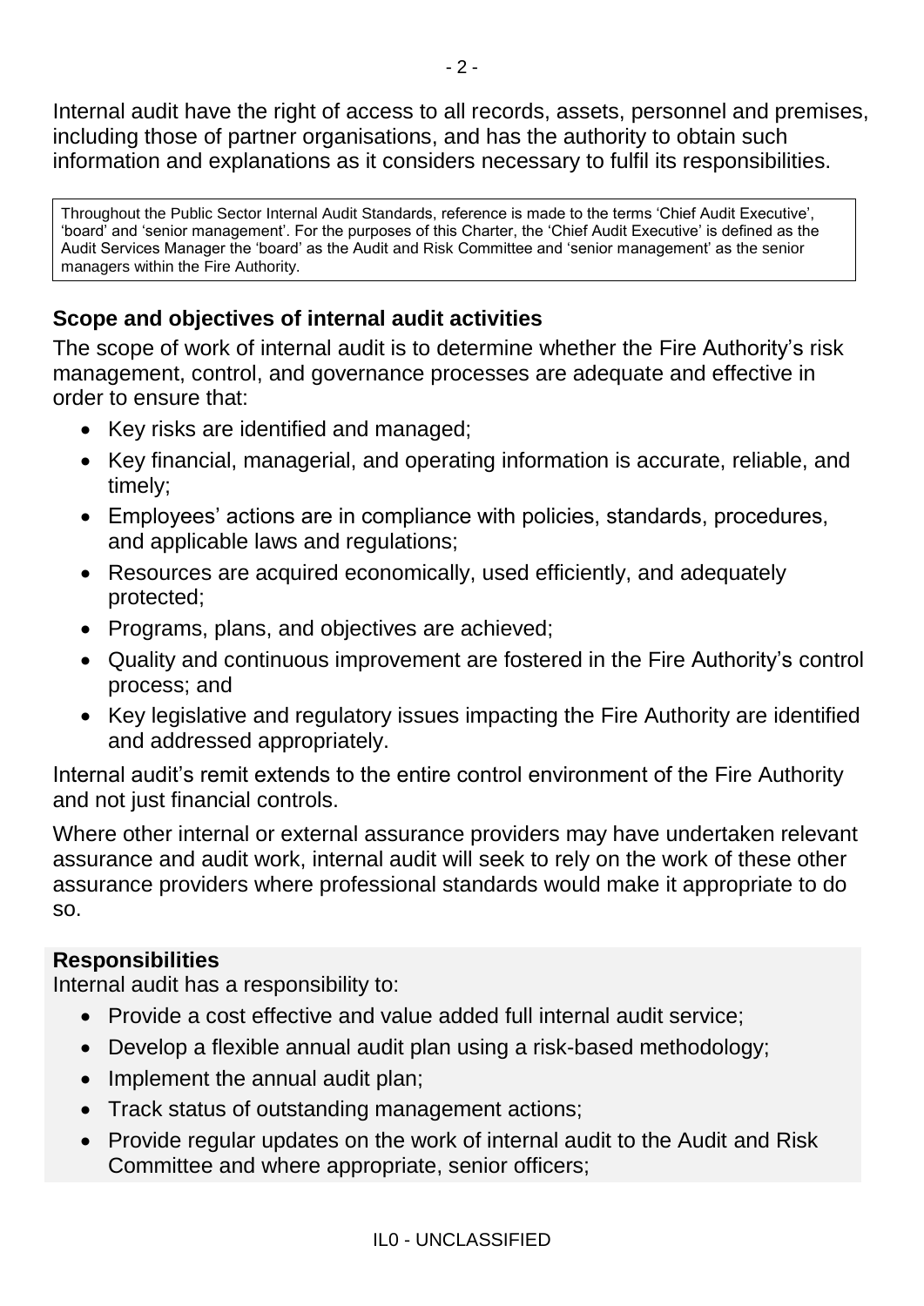Internal audit have the right of access to all records, assets, personnel and premises, including those of partner organisations, and has the authority to obtain such information and explanations as it considers necessary to fulfil its responsibilities.

> Throughout the Public Sector Internal Audit Standards, reference is made to the terms 'Chief Audit Executive', 'board' and 'senior management'. For the purposes of this Charter, the 'Chief Audit Executive' is defined as the Audit Services Manager the 'board' as the Audit and Risk Committee and 'senior management' as the senior managers within the Fire Authority.

**Scope and objectives of internal audit activities**

The scope of work of internal audit is to determine whether the Fire Authority's risk management, control, and governance processes are adequate and effective in order to ensure that:

- Key risks are identified and managed;
- Key financial, managerial, and operating information is accurate, reliable, and timely;
- Employees' actions are in compliance with policies, standards, procedures, and applicable laws and regulations;
- Resources are acquired economically, used efficiently, and adequately protected;
- Programs, plans, and objectives are achieved;
- Quality and continuous improvement are fostered in the Fire Authority's control process; and
- Key legislative and regulatory issues impacting the Fire Authority are identified and addressed appropriately.

Internal audit's remit extends to the entire control environment of the Fire Authority and not just financial controls.

Where other internal or external assurance providers may have undertaken relevant assurance and audit work, internal audit will seek to rely on the work of these other assurance providers where professional standards would make it appropriate to do so.

**Responsibilities**

Internal audit has a responsibility to:

- Provide a cost effective and value added full internal audit service;
- Develop a flexible annual audit plan using a risk-based methodology;
- Implement the annual audit plan;
- Track status of outstanding management actions;
- Provide regular updates on the work of internal audit to the Audit and Risk Committee and where appropriate, senior officers;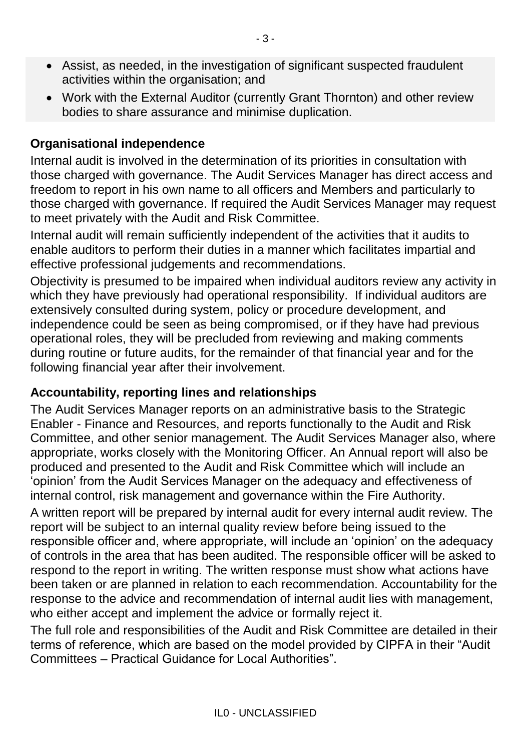- Assist, as needed, in the investigation of significant suspected fraudulent activities within the organisation; and
- Work with the External Auditor (currently Grant Thornton) and other review bodies to share assurance and minimise duplication.

**Organisational independence**

Internal audit is involved in the determination of its priorities in consultation with those charged with governance. The Audit Services Manager has direct access and freedom to report in his own name to all officers and Members and particularly to those charged with governance. If required the Audit Services Manager may request to meet privately with the Audit and Risk Committee.

Internal audit will remain sufficiently independent of the activities that it audits to enable auditors to perform their duties in a manner which facilitates impartial and effective professional judgements and recommendations.

Objectivity is presumed to be impaired when individual auditors review any activity in which they have previously had operational responsibility. If individual auditors are extensively consulted during system, policy or procedure development, and independence could be seen as being compromised, or if they have had previous operational roles, they will be precluded from reviewing and making comments during routine or future audits, for the remainder of that financial year and for the following financial year after their involvement.

**Accountability, reporting lines and relationships**

The Audit Services Manager reports on an administrative basis to the Strategic Enabler - Finance and Resources, and reports functionally to the Audit and Risk Committee, and other senior management. The Audit Services Manager also, where appropriate, works closely with the Monitoring Officer. An Annual report will also be produced and presented to the Audit and Risk Committee which will include an 'opinion' from the Audit Services Manager on the adequacy and effectiveness of internal control, risk management and governance within the Fire Authority.

A written report will be prepared by internal audit for every internal audit review. The report will be subject to an internal quality review before being issued to the responsible officer and, where appropriate, will include an 'opinion' on the adequacy of controls in the area that has been audited. The responsible officer will be asked to respond to the report in writing. The written response must show what actions have been taken or are planned in relation to each recommendation. Accountability for the response to the advice and recommendation of internal audit lies with management, who either accept and implement the advice or formally reject it.

The full role and responsibilities of the Audit and Risk Committee are detailed in their terms of reference, which are based on the model provided by CIPFA in their "Audit Committees – Practical Guidance for Local Authorities".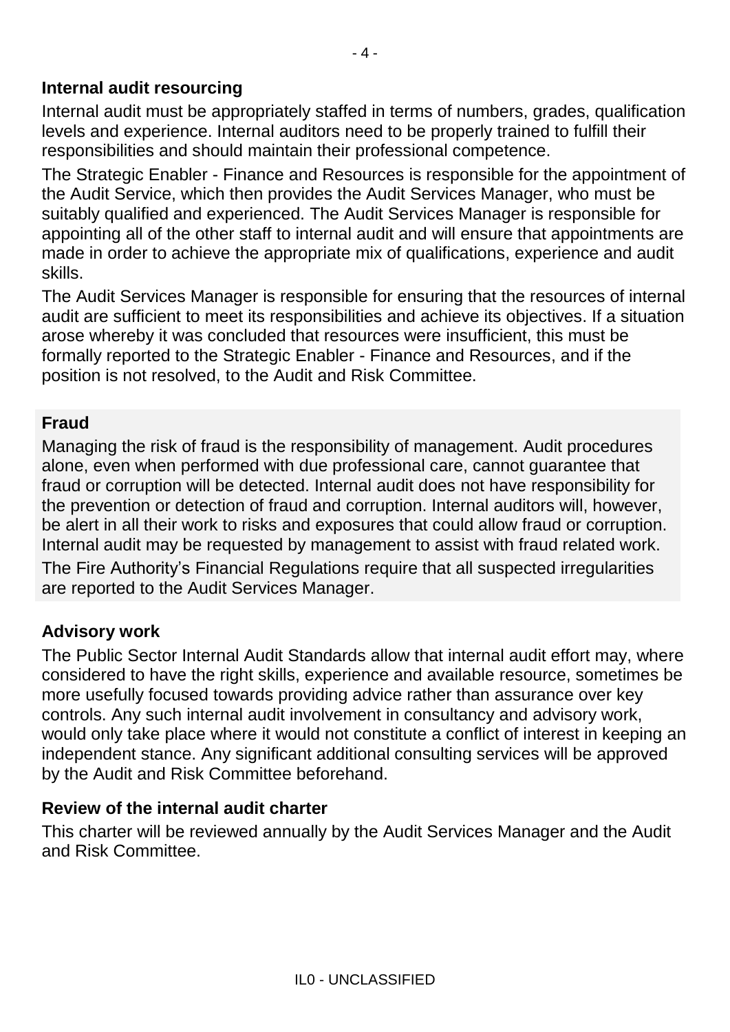## Internal audit resourcing

Internal audit must be appropriately staffed in terms of numbers, grades, qualification levels and experience. Internal auditors need to be properly trained to fulfill their responsibilities and should maintain their professional competence.

The Strategic Enabler - Finance and Resources is responsible for the appointment of the Audit Service, which then provides the Audit Services Manager, who must be suitably qualified and experienced. The Audit Services Manager is responsible for appointing all of the other staff to internal audit and will ensure that appointments are made in order to achieve the appropriate mix of qualifications, experience and audit skills.

The Audit Services Manager is responsible for ensuring that the resources of internal audit are sufficient to meet its responsibilities and achieve its objectives. If a situation arose whereby it was concluded that resources were insufficient, this must be formally reported to the Strategic Enabler - Finance and Resources, and if the position is not resolved, to the Audit and Risk Committee.

## Fraud

Managing the risk of fraud is the responsibility of management. Audit procedures alone, even when performed with due professional care, cannot guarantee that fraud or corruption will be detected. Internal audit does not have responsibility for the prevention or detection of fraud and corruption. Internal auditors will, however, be alert in all their work to risks and exposures that could allow fraud or corruption. Internal audit may be requested by management to assist with fraud related work.

The Fire Authority's Financial Regulations require that all suspected irregularities are reported to the Audit Services Manager.

## Advisory work

The Public Sector Internal Audit Standards allow that internal audit effort may, where considered to have the right skills, experience and available resource, sometimes be more usefully focused towards providing advice rather than assurance over key controls. Any such internal audit involvement in consultancy and advisory work, would only take place where it would not constitute a conflict of interest in keeping an independent stance. Any significant additional consulting services will be approved by the Audit and Risk Committee beforehand.

## Review of the internal audit charter

This charter will be reviewed annually by the Audit Services Manager and the Audit and Risk Committee.

IL0 - UNCLASSIFIED